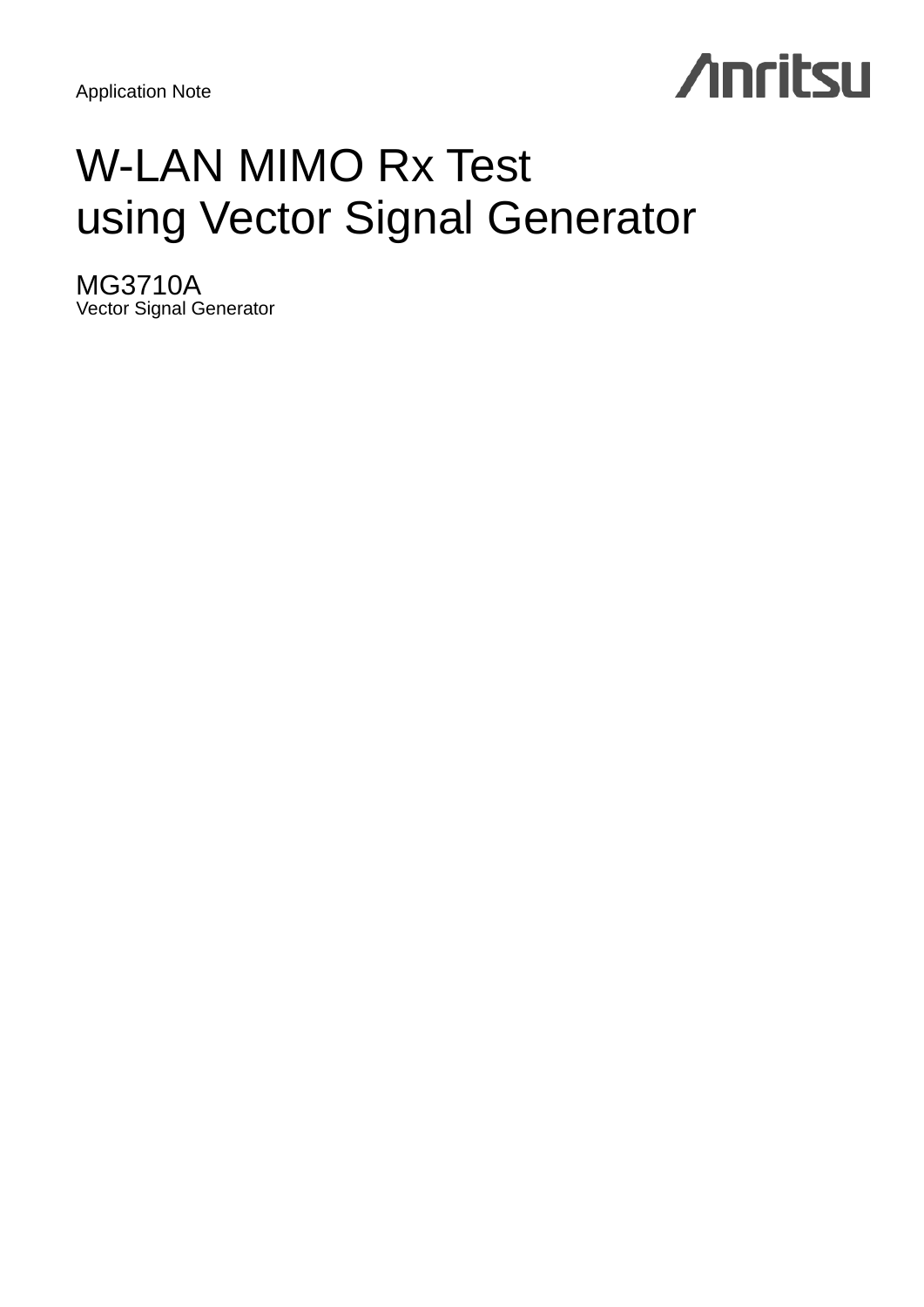Application Note

Anritsu

# W-LAN MIMO Rx Test using Vector Signal Generator

## MG3710A

Vector Signal Generator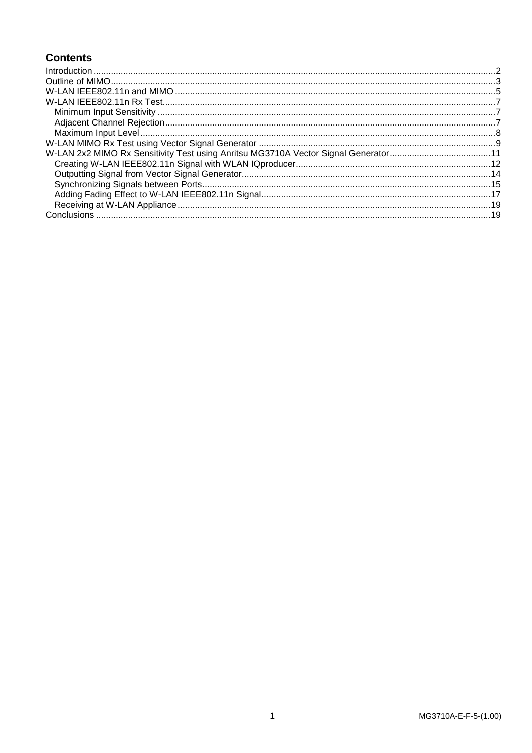## Contents

- Introduction ........ 2
- Outline of MIMO ........ 3
- W-LAN IEEE802.11n and MIMO ........ 5
- W-LAN IEEE802.11n Rx Test ........ 7
  - Minimum Input Sensitivity ........ 7
  - Adjacent Channel Rejection ........ 7
  - Maximum Input Level ........ 8
- W-LAN MIMO Rx Test using Vector Signal Generator ........ 9
- W-LAN 2x2 MIMO Rx Sensitivity Test using Anritsu MG3710A Vector Signal Generator ........ 11
  - Creating W-LAN IEEE802.11n Signal with WLAN IQproducer ........ 12
  - Outputting Signal from Vector Signal Generator ........ 14
  - Synchronizing Signals between Ports ........ 15
  - Adding Fading Effect to W-LAN IEEE802.11n Signal ........ 17
  - Receiving at W-LAN Appliance ........ 19
- Conclusions ........ 19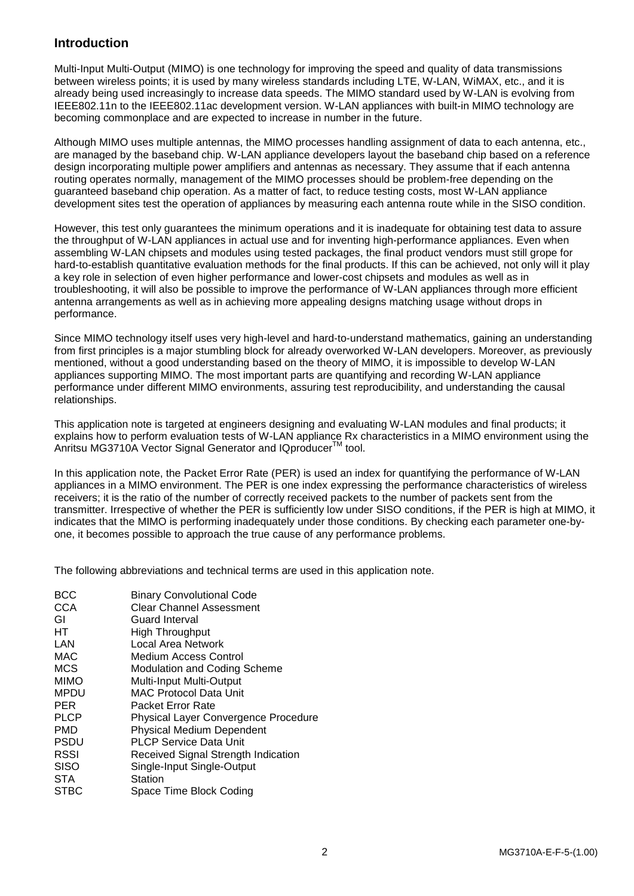## Introduction

Multi-Input Multi-Output (MIMO) is one technology for improving the speed and quality of data transmissions between wireless points; it is used by many wireless standards including LTE, W-LAN, WiMAX, etc., and it is already being used increasingly to increase data speeds. The MIMO standard used by W-LAN is evolving from IEEE802.11n to the IEEE802.11ac development version. W-LAN appliances with built-in MIMO technology are becoming commonplace and are expected to increase in number in the future.

Although MIMO uses multiple antennas, the MIMO processes handling assignment of data to each antenna, etc., are managed by the baseband chip. W-LAN appliance developers layout the baseband chip based on a reference design incorporating multiple power amplifiers and antennas as necessary. They assume that if each antenna routing operates normally, management of the MIMO processes should be problem-free depending on the guaranteed baseband chip operation. As a matter of fact, to reduce testing costs, most W-LAN appliance development sites test the operation of appliances by measuring each antenna route while in the SISO condition.

However, this test only guarantees the minimum operations and it is inadequate for obtaining test data to assure the throughput of W-LAN appliances in actual use and for inventing high-performance appliances. Even when assembling W-LAN chipsets and modules using tested packages, the final product vendors must still grope for hard-to-establish quantitative evaluation methods for the final products. If this can be achieved, not only will it play a key role in selection of even higher performance and lower-cost chipsets and modules as well as in troubleshooting, it will also be possible to improve the performance of W-LAN appliances through more efficient antenna arrangements as well as in achieving more appealing designs matching usage without drops in performance.

Since MIMO technology itself uses very high-level and hard-to-understand mathematics, gaining an understanding from first principles is a major stumbling block for already overworked W-LAN developers. Moreover, as previously mentioned, without a good understanding based on the theory of MIMO, it is impossible to develop W-LAN appliances supporting MIMO. The most important parts are quantifying and recording W-LAN appliance performance under different MIMO environments, assuring test reproducibility, and understanding the causal relationships.

This application note is targeted at engineers designing and evaluating W-LAN modules and final products; it explains how to perform evaluation tests of W-LAN appliance Rx characteristics in a MIMO environment using the Anritsu MG3710A Vector Signal Generator and IQproducer™ tool.

In this application note, the Packet Error Rate (PER) is used an index for quantifying the performance of W-LAN appliances in a MIMO environment. The PER is one index expressing the performance characteristics of wireless receivers; it is the ratio of the number of correctly received packets to the number of packets sent from the transmitter. Irrespective of whether the PER is sufficiently low under SISO conditions, if the PER is high at MIMO, it indicates that the MIMO is performing inadequately under those conditions. By checking each parameter one-by-one, it becomes possible to approach the true cause of any performance problems.

The following abbreviations and technical terms are used in this application note.

| | |
|---|---|
| BCC | Binary Convolutional Code |
| CCA | Clear Channel Assessment |
| GI | Guard Interval |
| HT | High Throughput |
| LAN | Local Area Network |
| MAC | Medium Access Control |
| MCS | Modulation and Coding Scheme |
| MIMO | Multi-Input Multi-Output |
| MPDU | MAC Protocol Data Unit |
| PER | Packet Error Rate |
| PLCP | Physical Layer Convergence Procedure |
| PMD | Physical Medium Dependent |
| PSDU | PLCP Service Data Unit |
| RSSI | Received Signal Strength Indication |
| SISO | Single-Input Single-Output |
| STA | Station |
| STBC | Space Time Block Coding |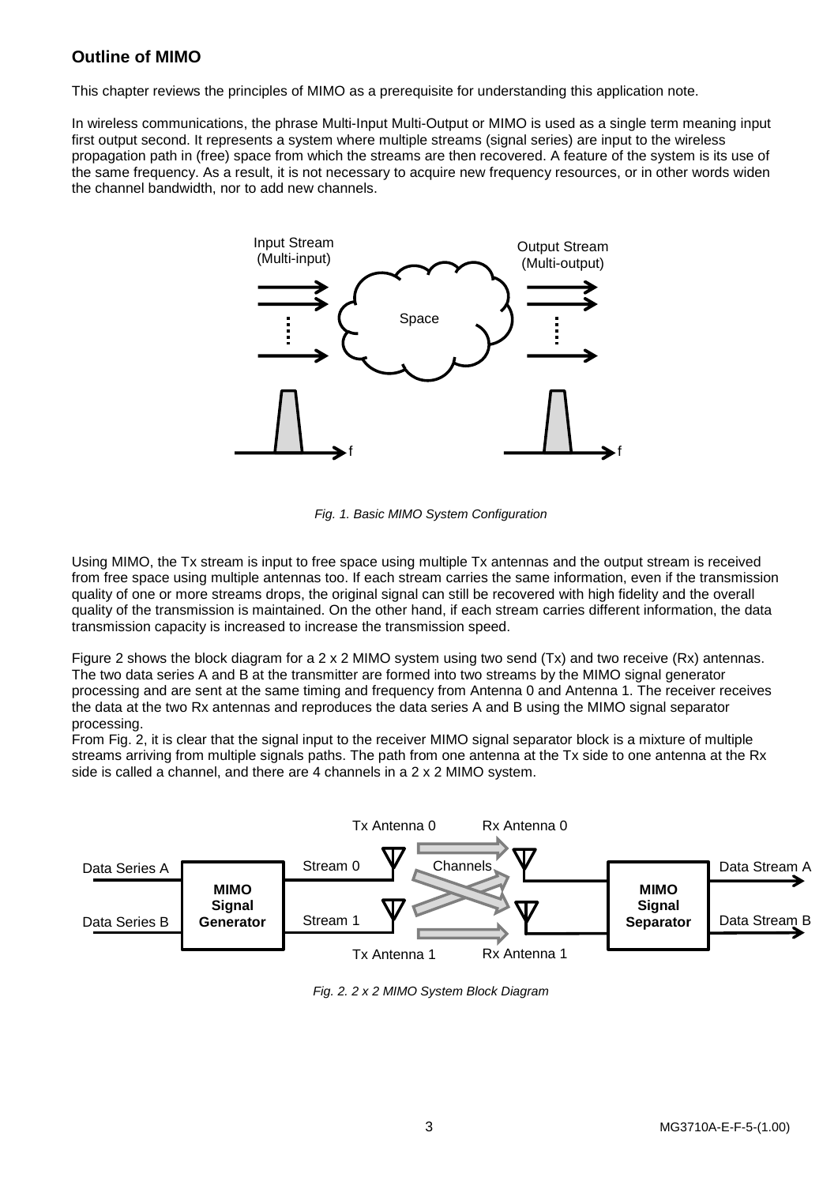## Outline of MIMO

This chapter reviews the principles of MIMO as a prerequisite for understanding this application note.

In wireless communications, the phrase Multi-Input Multi-Output or MIMO is used as a single term meaning input first output second. It represents a system where multiple streams (signal series) are input to the wireless propagation path in (free) space from which the streams are then recovered. A feature of the system is its use of the same frequency. As a result, it is not necessary to acquire new frequency resources, or in other words widen the channel bandwidth, nor to add new channels.

*Fig. 1. Basic MIMO System Configuration*

Using MIMO, the Tx stream is input to free space using multiple Tx antennas and the output stream is received from free space using multiple antennas too. If each stream carries the same information, even if the transmission quality of one or more streams drops, the original signal can still be recovered with high fidelity and the overall quality of the transmission is maintained. On the other hand, if each stream carries different information, the data transmission capacity is increased to increase the transmission speed.

Figure 2 shows the block diagram for a 2 x 2 MIMO system using two send (Tx) and two receive (Rx) antennas. The two data series A and B at the transmitter are formed into two streams by the MIMO signal generator processing and are sent at the same timing and frequency from Antenna 0 and Antenna 1. The receiver receives the data at the two Rx antennas and reproduces the data series A and B using the MIMO signal separator processing.

From Fig. 2, it is clear that the signal input to the receiver MIMO signal separator block is a mixture of multiple streams arriving from multiple signals paths. The path from one antenna at the Tx side to one antenna at the Rx side is called a channel, and there are 4 channels in a 2 x 2 MIMO system.

*Fig. 2. 2 x 2 MIMO System Block Diagram*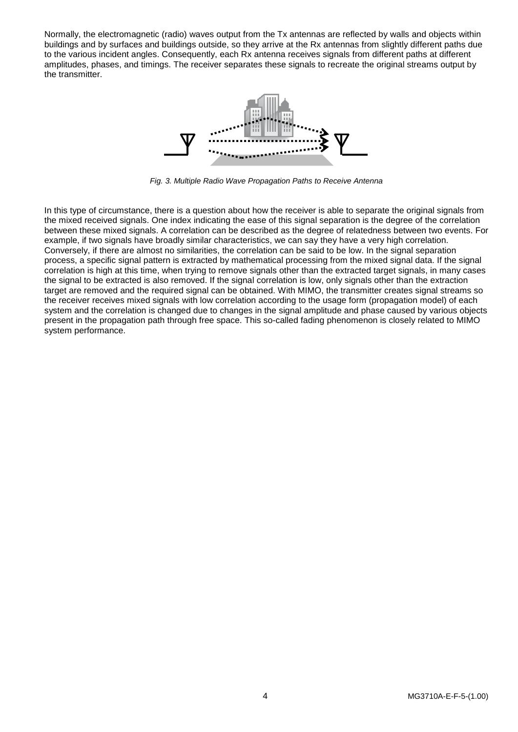Normally, the electromagnetic (radio) waves output from the Tx antennas are reflected by walls and objects within buildings and by surfaces and buildings outside, so they arrive at the Rx antennas from slightly different paths due to the various incident angles. Consequently, each Rx antenna receives signals from different paths at different amplitudes, phases, and timings. The receiver separates these signals to recreate the original streams output by the transmitter.

*Fig. 3. Multiple Radio Wave Propagation Paths to Receive Antenna*

In this type of circumstance, there is a question about how the receiver is able to separate the original signals from the mixed received signals. One index indicating the ease of this signal separation is the degree of the correlation between these mixed signals. A correlation can be described as the degree of relatedness between two events. For example, if two signals have broadly similar characteristics, we can say they have a very high correlation. Conversely, if there are almost no similarities, the correlation can be said to be low. In the signal separation process, a specific signal pattern is extracted by mathematical processing from the mixed signal data. If the signal correlation is high at this time, when trying to remove signals other than the extracted target signals, in many cases the signal to be extracted is also removed. If the signal correlation is low, only signals other than the extraction target are removed and the required signal can be obtained. With MIMO, the transmitter creates signal streams so the receiver receives mixed signals with low correlation according to the usage form (propagation model) of each system and the correlation is changed due to changes in the signal amplitude and phase caused by various objects present in the propagation path through free space. This so-called fading phenomenon is closely related to MIMO system performance.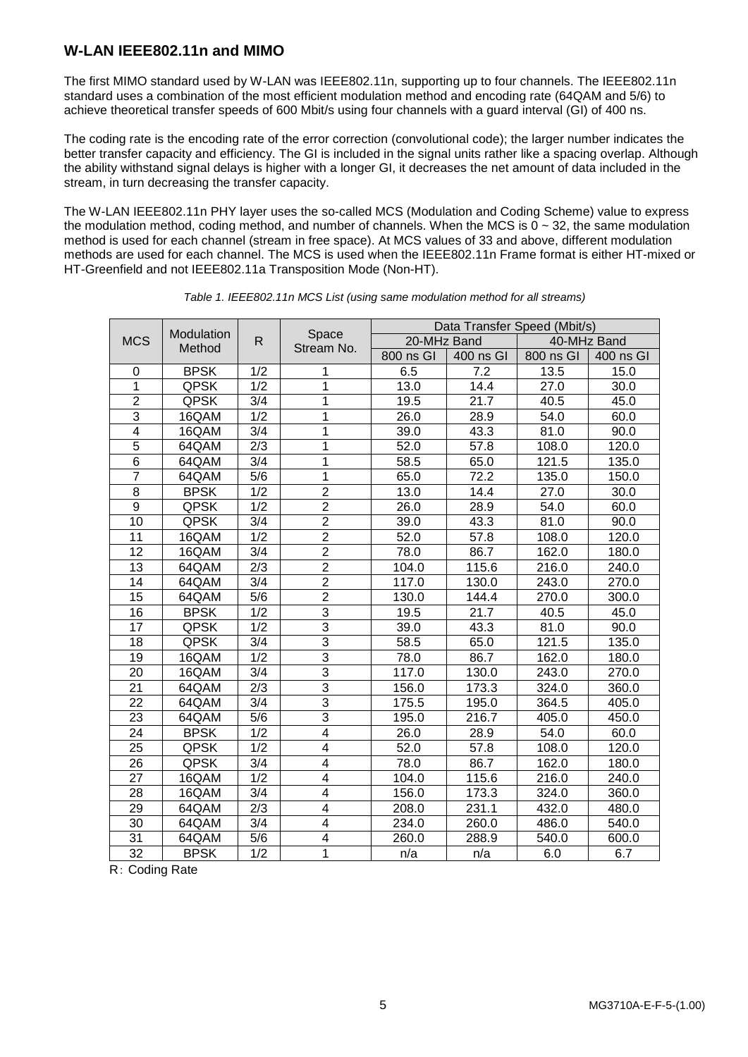## W-LAN IEEE802.11n and MIMO

The first MIMO standard used by W-LAN was IEEE802.11n, supporting up to four channels. The IEEE802.11n standard uses a combination of the most efficient modulation method and encoding rate (64QAM and 5/6) to achieve theoretical transfer speeds of 600 Mbit/s using four channels with a guard interval (GI) of 400 ns.

The coding rate is the encoding rate of the error correction (convolutional code); the larger number indicates the better transfer capacity and efficiency. The GI is included in the signal units rather like a spacing overlap. Although the ability withstand signal delays is higher with a longer GI, it decreases the net amount of data included in the stream, in turn decreasing the transfer capacity.

The W-LAN IEEE802.11n PHY layer uses the so-called MCS (Modulation and Coding Scheme) value to express the modulation method, coding method, and number of channels. When the MCS is 0 ~ 32, the same modulation method is used for each channel (stream in free space). At MCS values of 33 and above, different modulation methods are used for each channel. The MCS is used when the IEEE802.11n Frame format is either HT-mixed or HT-Greenfield and not IEEE802.11a Transposition Mode (Non-HT).

*Table 1. IEEE802.11n MCS List (using same modulation method for all streams)*

| MCS | Modulation Method | R | Space Stream No. | Data Transfer Speed (Mbit/s) | | | |
|---|---|---|---|---|---|---|---|
| | | | | 20-MHz Band | | 40-MHz Band | |
| | | | | 800 ns GI | 400 ns GI | 800 ns GI | 400 ns GI |
| 0 | BPSK | 1/2 | 1 | 6.5 | 7.2 | 13.5 | 15.0 |
| 1 | QPSK | 1/2 | 1 | 13.0 | 14.4 | 27.0 | 30.0 |
| 2 | QPSK | 3/4 | 1 | 19.5 | 21.7 | 40.5 | 45.0 |
| 3 | 16QAM | 1/2 | 1 | 26.0 | 28.9 | 54.0 | 60.0 |
| 4 | 16QAM | 3/4 | 1 | 39.0 | 43.3 | 81.0 | 90.0 |
| 5 | 64QAM | 2/3 | 1 | 52.0 | 57.8 | 108.0 | 120.0 |
| 6 | 64QAM | 3/4 | 1 | 58.5 | 65.0 | 121.5 | 135.0 |
| 7 | 64QAM | 5/6 | 1 | 65.0 | 72.2 | 135.0 | 150.0 |
| 8 | BPSK | 1/2 | 2 | 13.0 | 14.4 | 27.0 | 30.0 |
| 9 | QPSK | 1/2 | 2 | 26.0 | 28.9 | 54.0 | 60.0 |
| 10 | QPSK | 3/4 | 2 | 39.0 | 43.3 | 81.0 | 90.0 |
| 11 | 16QAM | 1/2 | 2 | 52.0 | 57.8 | 108.0 | 120.0 |
| 12 | 16QAM | 3/4 | 2 | 78.0 | 86.7 | 162.0 | 180.0 |
| 13 | 64QAM | 2/3 | 2 | 104.0 | 115.6 | 216.0 | 240.0 |
| 14 | 64QAM | 3/4 | 2 | 117.0 | 130.0 | 243.0 | 270.0 |
| 15 | 64QAM | 5/6 | 2 | 130.0 | 144.4 | 270.0 | 300.0 |
| 16 | BPSK | 1/2 | 3 | 19.5 | 21.7 | 40.5 | 45.0 |
| 17 | QPSK | 1/2 | 3 | 39.0 | 43.3 | 81.0 | 90.0 |
| 18 | QPSK | 3/4 | 3 | 58.5 | 65.0 | 121.5 | 135.0 |
| 19 | 16QAM | 1/2 | 3 | 78.0 | 86.7 | 162.0 | 180.0 |
| 20 | 16QAM | 3/4 | 3 | 117.0 | 130.0 | 243.0 | 270.0 |
| 21 | 64QAM | 2/3 | 3 | 156.0 | 173.3 | 324.0 | 360.0 |
| 22 | 64QAM | 3/4 | 3 | 175.5 | 195.0 | 364.5 | 405.0 |
| 23 | 64QAM | 5/6 | 3 | 195.0 | 216.7 | 405.0 | 450.0 |
| 24 | BPSK | 1/2 | 4 | 26.0 | 28.9 | 54.0 | 60.0 |
| 25 | QPSK | 1/2 | 4 | 52.0 | 57.8 | 108.0 | 120.0 |
| 26 | QPSK | 3/4 | 4 | 78.0 | 86.7 | 162.0 | 180.0 |
| 27 | 16QAM | 1/2 | 4 | 104.0 | 115.6 | 216.0 | 240.0 |
| 28 | 16QAM | 3/4 | 4 | 156.0 | 173.3 | 324.0 | 360.0 |
| 29 | 64QAM | 2/3 | 4 | 208.0 | 231.1 | 432.0 | 480.0 |
| 30 | 64QAM | 3/4 | 4 | 234.0 | 260.0 | 486.0 | 540.0 |
| 31 | 64QAM | 5/6 | 4 | 260.0 | 288.9 | 540.0 | 600.0 |
| 32 | BPSK | 1/2 | 1 | n/a | n/a | 6.0 | 6.7 |

R: Coding Rate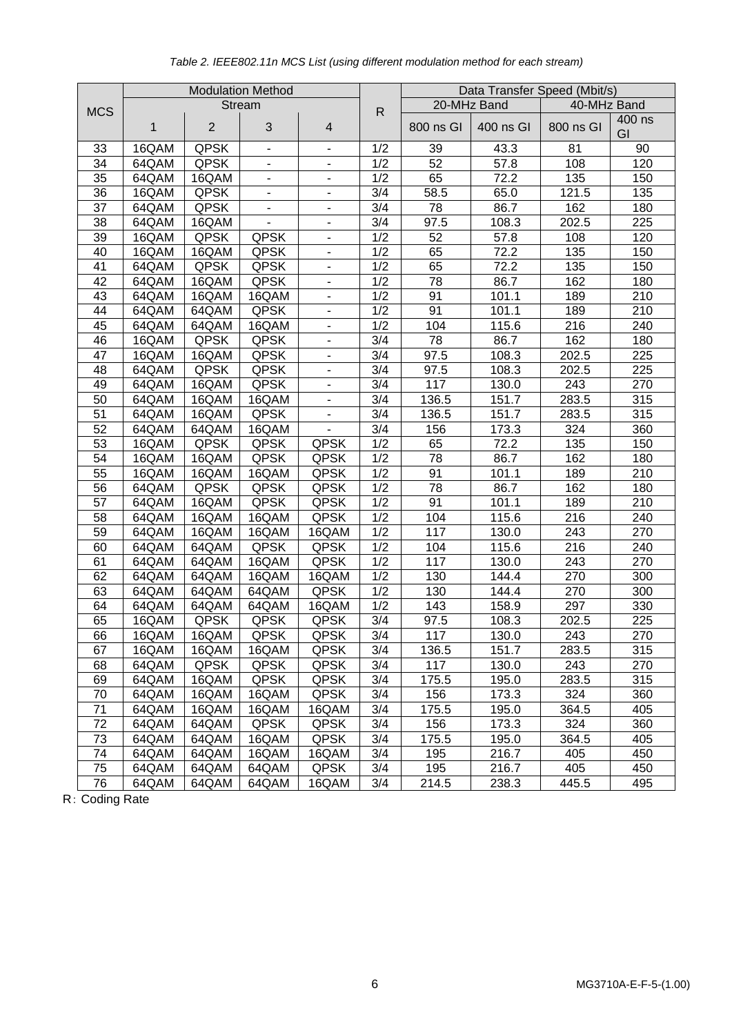*Table 2. IEEE802.11n MCS List (using different modulation method for each stream)*

| MCS | Modulation Method | | | | R | Data Transfer Speed (Mbit/s) | | | |
|---|---|---|---|---|---|---|---|---|---|
| | Stream | | | | | 20-MHz Band | | 40-MHz Band | |
| | 1 | 2 | 3 | 4 | | 800 ns GI | 400 ns GI | 800 ns GI | 400 ns GI |
| 33 | 16QAM | QPSK | - | - | 1/2 | 39 | 43.3 | 81 | 90 |
| 34 | 64QAM | QPSK | - | - | 1/2 | 52 | 57.8 | 108 | 120 |
| 35 | 64QAM | 16QAM | - | - | 1/2 | 65 | 72.2 | 135 | 150 |
| 36 | 16QAM | QPSK | - | - | 3/4 | 58.5 | 65.0 | 121.5 | 135 |
| 37 | 64QAM | QPSK | - | - | 3/4 | 78 | 86.7 | 162 | 180 |
| 38 | 64QAM | 16QAM | - | - | 3/4 | 97.5 | 108.3 | 202.5 | 225 |
| 39 | 16QAM | QPSK | QPSK | - | 1/2 | 52 | 57.8 | 108 | 120 |
| 40 | 16QAM | 16QAM | QPSK | - | 1/2 | 65 | 72.2 | 135 | 150 |
| 41 | 64QAM | QPSK | QPSK | - | 1/2 | 65 | 72.2 | 135 | 150 |
| 42 | 64QAM | 16QAM | QPSK | - | 1/2 | 78 | 86.7 | 162 | 180 |
| 43 | 64QAM | 16QAM | 16QAM | - | 1/2 | 91 | 101.1 | 189 | 210 |
| 44 | 64QAM | 64QAM | QPSK | - | 1/2 | 91 | 101.1 | 189 | 210 |
| 45 | 64QAM | 64QAM | 16QAM | - | 1/2 | 104 | 115.6 | 216 | 240 |
| 46 | 16QAM | QPSK | QPSK | - | 3/4 | 78 | 86.7 | 162 | 180 |
| 47 | 16QAM | 16QAM | QPSK | - | 3/4 | 97.5 | 108.3 | 202.5 | 225 |
| 48 | 64QAM | QPSK | QPSK | - | 3/4 | 97.5 | 108.3 | 202.5 | 225 |
| 49 | 64QAM | 16QAM | QPSK | - | 3/4 | 117 | 130.0 | 243 | 270 |
| 50 | 64QAM | 16QAM | 16QAM | - | 3/4 | 136.5 | 151.7 | 283.5 | 315 |
| 51 | 64QAM | 16QAM | QPSK | - | 3/4 | 136.5 | 151.7 | 283.5 | 315 |
| 52 | 64QAM | 64QAM | 16QAM | - | 3/4 | 156 | 173.3 | 324 | 360 |
| 53 | 16QAM | QPSK | QPSK | QPSK | 1/2 | 65 | 72.2 | 135 | 150 |
| 54 | 16QAM | 16QAM | QPSK | QPSK | 1/2 | 78 | 86.7 | 162 | 180 |
| 55 | 16QAM | 16QAM | 16QAM | QPSK | 1/2 | 91 | 101.1 | 189 | 210 |
| 56 | 64QAM | QPSK | QPSK | QPSK | 1/2 | 78 | 86.7 | 162 | 180 |
| 57 | 64QAM | 16QAM | QPSK | QPSK | 1/2 | 91 | 101.1 | 189 | 210 |
| 58 | 64QAM | 16QAM | 16QAM | QPSK | 1/2 | 104 | 115.6 | 216 | 240 |
| 59 | 64QAM | 16QAM | 16QAM | 16QAM | 1/2 | 117 | 130.0 | 243 | 270 |
| 60 | 64QAM | 64QAM | QPSK | QPSK | 1/2 | 104 | 115.6 | 216 | 240 |
| 61 | 64QAM | 64QAM | 16QAM | QPSK | 1/2 | 117 | 130.0 | 243 | 270 |
| 62 | 64QAM | 64QAM | 16QAM | 16QAM | 1/2 | 130 | 144.4 | 270 | 300 |
| 63 | 64QAM | 64QAM | 64QAM | QPSK | 1/2 | 130 | 144.4 | 270 | 300 |
| 64 | 64QAM | 64QAM | 64QAM | 16QAM | 1/2 | 143 | 158.9 | 297 | 330 |
| 65 | 16QAM | QPSK | QPSK | QPSK | 3/4 | 97.5 | 108.3 | 202.5 | 225 |
| 66 | 16QAM | 16QAM | QPSK | QPSK | 3/4 | 117 | 130.0 | 243 | 270 |
| 67 | 16QAM | 16QAM | 16QAM | QPSK | 3/4 | 136.5 | 151.7 | 283.5 | 315 |
| 68 | 64QAM | QPSK | QPSK | QPSK | 3/4 | 117 | 130.0 | 243 | 270 |
| 69 | 64QAM | 16QAM | QPSK | QPSK | 3/4 | 175.5 | 195.0 | 283.5 | 315 |
| 70 | 64QAM | 16QAM | 16QAM | QPSK | 3/4 | 156 | 173.3 | 324 | 360 |
| 71 | 64QAM | 16QAM | 16QAM | 16QAM | 3/4 | 175.5 | 195.0 | 364.5 | 405 |
| 72 | 64QAM | 64QAM | QPSK | QPSK | 3/4 | 156 | 173.3 | 324 | 360 |
| 73 | 64QAM | 64QAM | 16QAM | QPSK | 3/4 | 175.5 | 195.0 | 364.5 | 405 |
| 74 | 64QAM | 64QAM | 16QAM | 16QAM | 3/4 | 195 | 216.7 | 405 | 450 |
| 75 | 64QAM | 64QAM | 64QAM | QPSK | 3/4 | 195 | 216.7 | 405 | 450 |
| 76 | 64QAM | 64QAM | 64QAM | 16QAM | 3/4 | 214.5 | 238.3 | 445.5 | 495 |

R: Coding Rate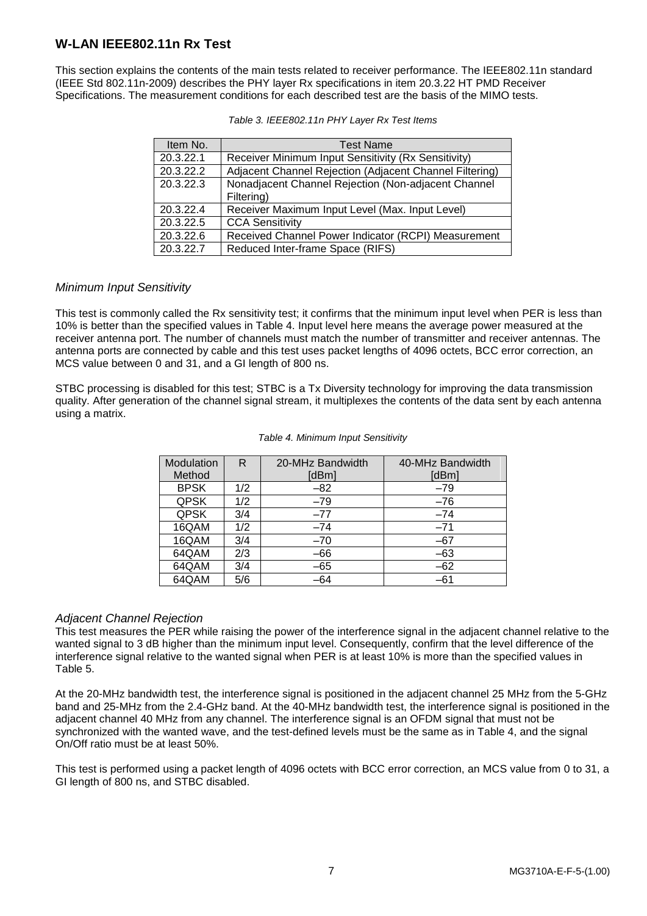## W-LAN IEEE802.11n Rx Test

This section explains the contents of the main tests related to receiver performance. The IEEE802.11n standard (IEEE Std 802.11n-2009) describes the PHY layer Rx specifications in item 20.3.22 HT PMD Receiver Specifications. The measurement conditions for each described test are the basis of the MIMO tests.

*Table 3. IEEE802.11n PHY Layer Rx Test Items*

| Item No. | Test Name |
|---|---|
| 20.3.22.1 | Receiver Minimum Input Sensitivity (Rx Sensitivity) |
| 20.3.22.2 | Adjacent Channel Rejection (Adjacent Channel Filtering) |
| 20.3.22.3 | Nonadjacent Channel Rejection (Non-adjacent Channel Filtering) |
| 20.3.22.4 | Receiver Maximum Input Level (Max. Input Level) |
| 20.3.22.5 | CCA Sensitivity |
| 20.3.22.6 | Received Channel Power Indicator (RCPI) Measurement |
| 20.3.22.7 | Reduced Inter-frame Space (RIFS) |

### *Minimum Input Sensitivity*

This test is commonly called the Rx sensitivity test; it confirms that the minimum input level when PER is less than 10% is better than the specified values in Table 4. Input level here means the average power measured at the receiver antenna port. The number of channels must match the number of transmitter and receiver antennas. The antenna ports are connected by cable and this test uses packet lengths of 4096 octets, BCC error correction, an MCS value between 0 and 31, and a GI length of 800 ns.

STBC processing is disabled for this test; STBC is a Tx Diversity technology for improving the data transmission quality. After generation of the channel signal stream, it multiplexes the contents of the data sent by each antenna using a matrix.

*Table 4. Minimum Input Sensitivity*

| Modulation Method | R | 20-MHz Bandwidth [dBm] | 40-MHz Bandwidth [dBm] |
|---|---|---|---|
| BPSK | 1/2 | –82 | –79 |
| QPSK | 1/2 | –79 | –76 |
| QPSK | 3/4 | –77 | –74 |
| 16QAM | 1/2 | –74 | –71 |
| 16QAM | 3/4 | –70 | –67 |
| 64QAM | 2/3 | –66 | –63 |
| 64QAM | 3/4 | –65 | –62 |
| 64QAM | 5/6 | –64 | –61 |

### *Adjacent Channel Rejection*

This test measures the PER while raising the power of the interference signal in the adjacent channel relative to the wanted signal to 3 dB higher than the minimum input level. Consequently, confirm that the level difference of the interference signal relative to the wanted signal when PER is at least 10% is more than the specified values in Table 5.

At the 20-MHz bandwidth test, the interference signal is positioned in the adjacent channel 25 MHz from the 5-GHz band and 25-MHz from the 2.4-GHz band. At the 40-MHz bandwidth test, the interference signal is positioned in the adjacent channel 40 MHz from any channel. The interference signal is an OFDM signal that must not be synchronized with the wanted wave, and the test-defined levels must be the same as in Table 4, and the signal On/Off ratio must be at least 50%.

This test is performed using a packet length of 4096 octets with BCC error correction, an MCS value from 0 to 31, a GI length of 800 ns, and STBC disabled.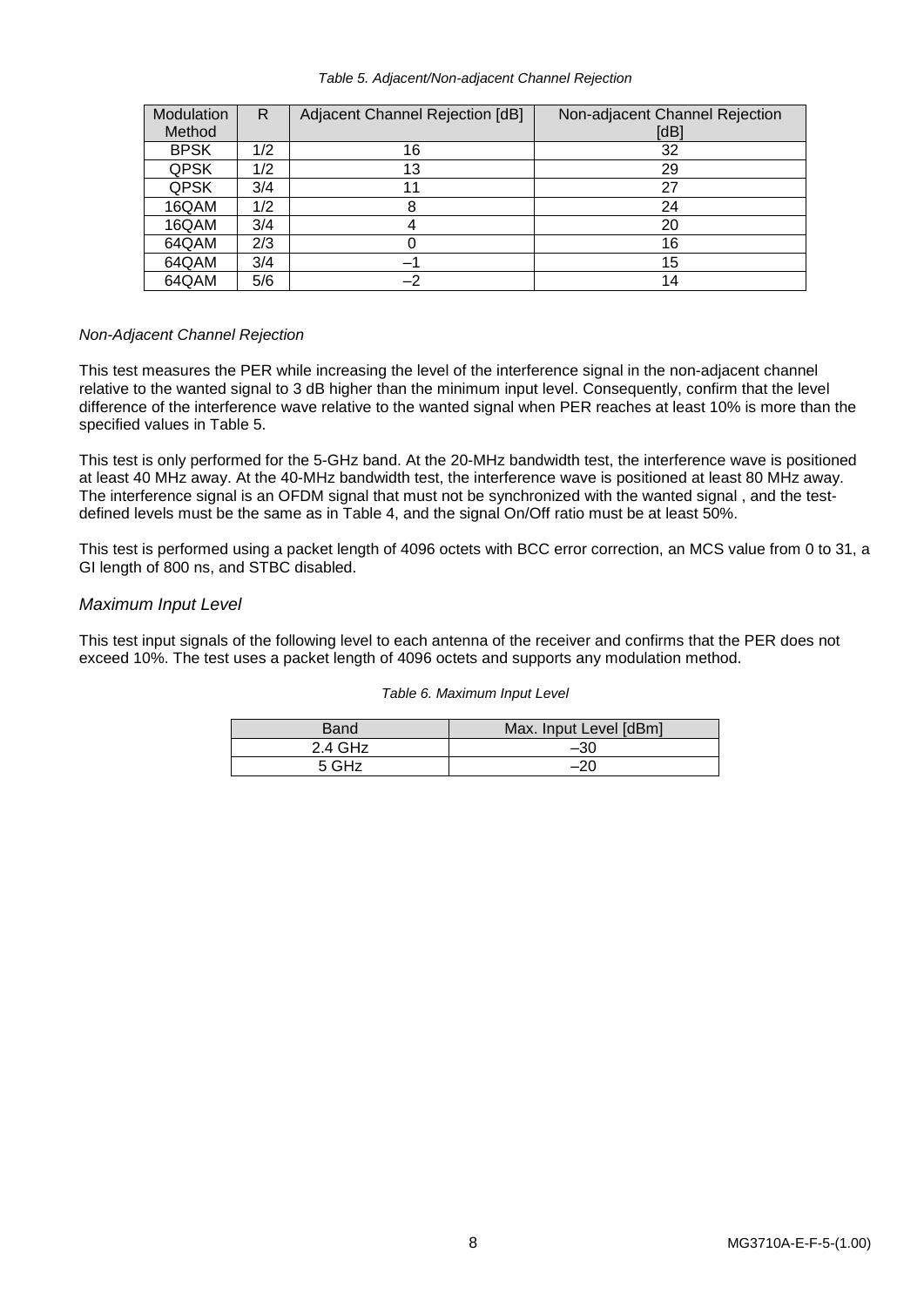*Table 5. Adjacent/Non-adjacent Channel Rejection*

| Modulation Method | R | Adjacent Channel Rejection [dB] | Non-adjacent Channel Rejection [dB] |
|---|---|---|---|
| BPSK | 1/2 | 16 | 32 |
| QPSK | 1/2 | 13 | 29 |
| QPSK | 3/4 | 11 | 27 |
| 16QAM | 1/2 | 8 | 24 |
| 16QAM | 3/4 | 4 | 20 |
| 64QAM | 2/3 | 0 | 16 |
| 64QAM | 3/4 | –1 | 15 |
| 64QAM | 5/6 | –2 | 14 |

*Non-Adjacent Channel Rejection*

This test measures the PER while increasing the level of the interference signal in the non-adjacent channel relative to the wanted signal to 3 dB higher than the minimum input level. Consequently, confirm that the level difference of the interference wave relative to the wanted signal when PER reaches at least 10% is more than the specified values in Table 5.

This test is only performed for the 5-GHz band. At the 20-MHz bandwidth test, the interference wave is positioned at least 40 MHz away. At the 40-MHz bandwidth test, the interference wave is positioned at least 80 MHz away. The interference signal is an OFDM signal that must not be synchronized with the wanted signal , and the test-defined levels must be the same as in Table 4, and the signal On/Off ratio must be at least 50%.

This test is performed using a packet length of 4096 octets with BCC error correction, an MCS value from 0 to 31, a GI length of 800 ns, and STBC disabled.

## *Maximum Input Level*

This test input signals of the following level to each antenna of the receiver and confirms that the PER does not exceed 10%. The test uses a packet length of 4096 octets and supports any modulation method.

*Table 6. Maximum Input Level*

| Band | Max. Input Level [dBm] |
|---|---|
| 2.4 GHz | –30 |
| 5 GHz | –20 |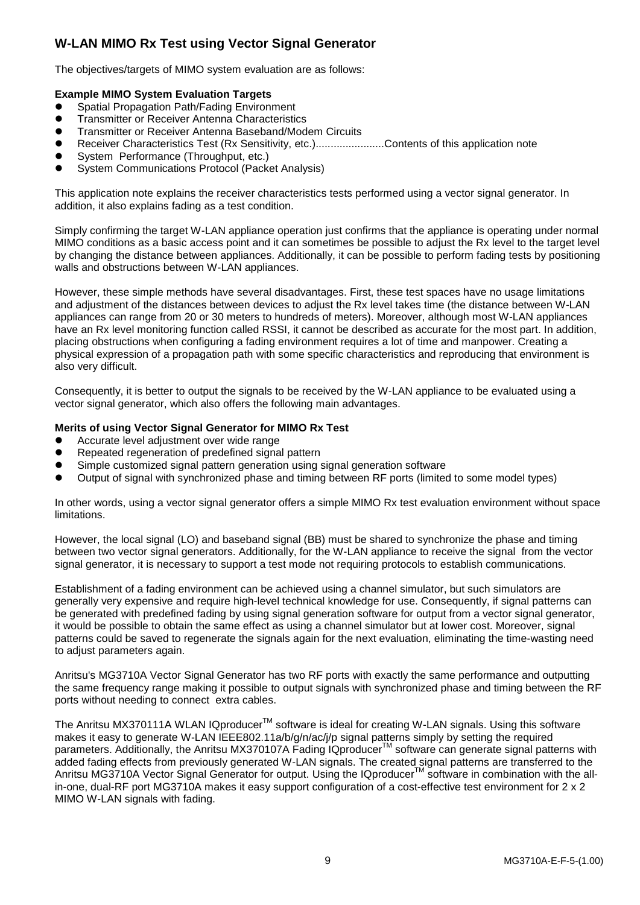## W-LAN MIMO Rx Test using Vector Signal Generator

The objectives/targets of MIMO system evaluation are as follows:

**Example MIMO System Evaluation Targets**

- Spatial Propagation Path/Fading Environment
- Transmitter or Receiver Antenna Characteristics
- Transmitter or Receiver Antenna Baseband/Modem Circuits
- Receiver Characteristics Test (Rx Sensitivity, etc.)......................Contents of this application note
- System Performance (Throughput, etc.)
- System Communications Protocol (Packet Analysis)

This application note explains the receiver characteristics tests performed using a vector signal generator. In addition, it also explains fading as a test condition.

Simply confirming the target W-LAN appliance operation just confirms that the appliance is operating under normal MIMO conditions as a basic access point and it can sometimes be possible to adjust the Rx level to the target level by changing the distance between appliances. Additionally, it can be possible to perform fading tests by positioning walls and obstructions between W-LAN appliances.

However, these simple methods have several disadvantages. First, these test spaces have no usage limitations and adjustment of the distances between devices to adjust the Rx level takes time (the distance between W-LAN appliances can range from 20 or 30 meters to hundreds of meters). Moreover, although most W-LAN appliances have an Rx level monitoring function called RSSI, it cannot be described as accurate for the most part. In addition, placing obstructions when configuring a fading environment requires a lot of time and manpower. Creating a physical expression of a propagation path with some specific characteristics and reproducing that environment is also very difficult.

Consequently, it is better to output the signals to be received by the W-LAN appliance to be evaluated using a vector signal generator, which also offers the following main advantages.

**Merits of using Vector Signal Generator for MIMO Rx Test**

- Accurate level adjustment over wide range
- Repeated regeneration of predefined signal pattern
- Simple customized signal pattern generation using signal generation software
- Output of signal with synchronized phase and timing between RF ports (limited to some model types)

In other words, using a vector signal generator offers a simple MIMO Rx test evaluation environment without space limitations.

However, the local signal (LO) and baseband signal (BB) must be shared to synchronize the phase and timing between two vector signal generators. Additionally, for the W-LAN appliance to receive the signal from the vector signal generator, it is necessary to support a test mode not requiring protocols to establish communications.

Establishment of a fading environment can be achieved using a channel simulator, but such simulators are generally very expensive and require high-level technical knowledge for use. Consequently, if signal patterns can be generated with predefined fading by using signal generation software for output from a vector signal generator, it would be possible to obtain the same effect as using a channel simulator but at lower cost. Moreover, signal patterns could be saved to regenerate the signals again for the next evaluation, eliminating the time-wasting need to adjust parameters again.

Anritsu's MG3710A Vector Signal Generator has two RF ports with exactly the same performance and outputting the same frequency range making it possible to output signals with synchronized phase and timing between the RF ports without needing to connect extra cables.

The Anritsu MX370111A WLAN IQproducer™ software is ideal for creating W-LAN signals. Using this software makes it easy to generate W-LAN IEEE802.11a/b/g/n/ac/j/p signal patterns simply by setting the required parameters. Additionally, the Anritsu MX370107A Fading IQproducer™ software can generate signal patterns with added fading effects from previously generated W-LAN signals. The created signal patterns are transferred to the Anritsu MG3710A Vector Signal Generator for output. Using the IQproducer™ software in combination with the all-in-one, dual-RF port MG3710A makes it easy support configuration of a cost-effective test environment for 2 x 2 MIMO W-LAN signals with fading.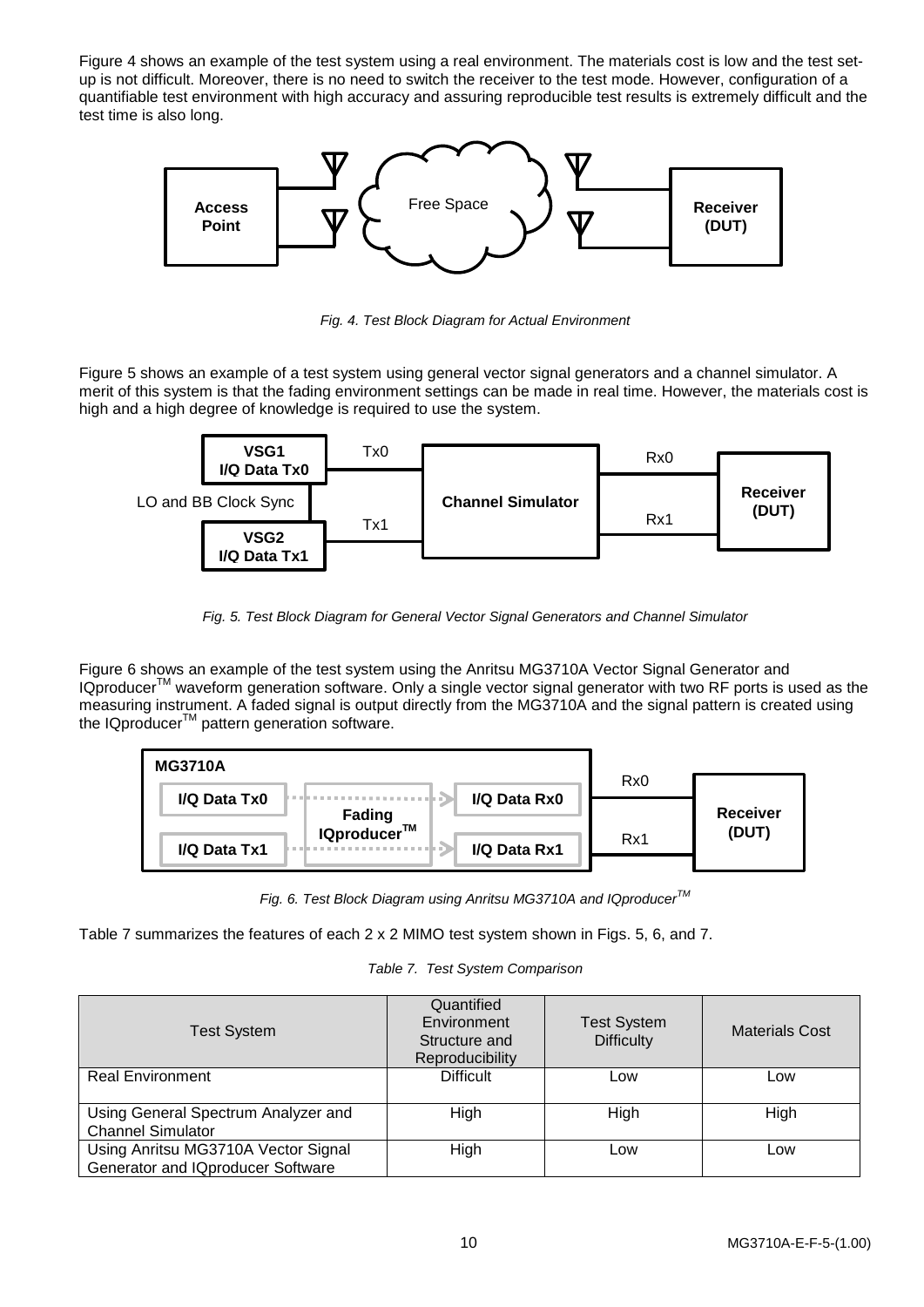Figure 4 shows an example of the test system using a real environment. The materials cost is low and the test set-up is not difficult. Moreover, there is no need to switch the receiver to the test mode. However, configuration of a quantifiable test environment with high accuracy and assuring reproducible test results is extremely difficult and the test time is also long.

*Fig. 4. Test Block Diagram for Actual Environment*

Figure 5 shows an example of a test system using general vector signal generators and a channel simulator. A merit of this system is that the fading environment settings can be made in real time. However, the materials cost is high and a high degree of knowledge is required to use the system.

*Fig. 5. Test Block Diagram for General Vector Signal Generators and Channel Simulator*

Figure 6 shows an example of the test system using the Anritsu MG3710A Vector Signal Generator and IQproducer™ waveform generation software. Only a single vector signal generator with two RF ports is used as the measuring instrument. A faded signal is output directly from the MG3710A and the signal pattern is created using the IQproducer™ pattern generation software.

*Fig. 6. Test Block Diagram using Anritsu MG3710A and IQproducer™*

Table 7 summarizes the features of each 2 x 2 MIMO test system shown in Figs. 5, 6, and 7.

*Table 7. Test System Comparison*

| Test System | Quantified Environment Structure and Reproducibility | Test System Difficulty | Materials Cost |
|---|---|---|---|
| Real Environment | Difficult | Low | Low |
| Using General Spectrum Analyzer and Channel Simulator | High | High | High |
| Using Anritsu MG3710A Vector Signal Generator and IQproducer Software | High | Low | Low |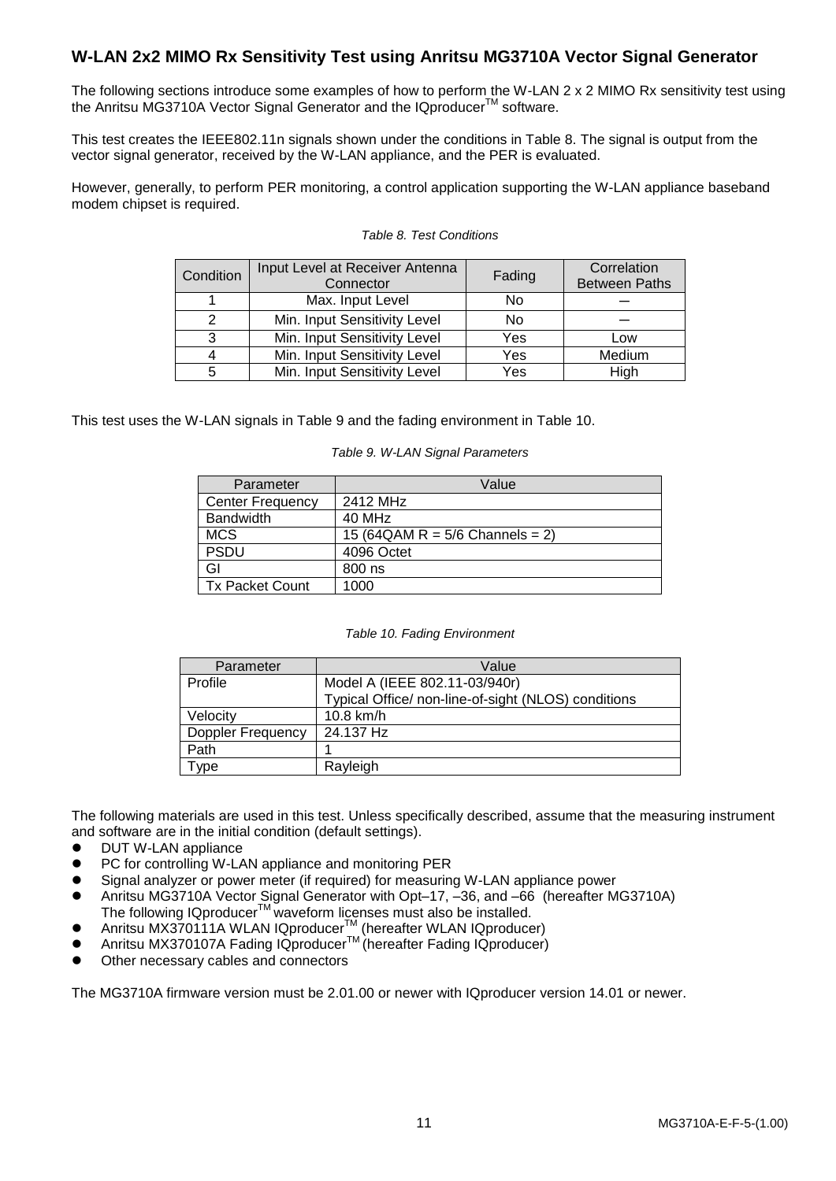## W-LAN 2x2 MIMO Rx Sensitivity Test using Anritsu MG3710A Vector Signal Generator

The following sections introduce some examples of how to perform the W-LAN 2 x 2 MIMO Rx sensitivity test using the Anritsu MG3710A Vector Signal Generator and the IQproducer™ software.

This test creates the IEEE802.11n signals shown under the conditions in Table 8. The signal is output from the vector signal generator, received by the W-LAN appliance, and the PER is evaluated.

However, generally, to perform PER monitoring, a control application supporting the W-LAN appliance baseband modem chipset is required.

*Table 8. Test Conditions*

| Condition | Input Level at Receiver Antenna Connector | Fading | Correlation Between Paths |
|---|---|---|---|
| 1 | Max. Input Level | No | — |
| 2 | Min. Input Sensitivity Level | No | — |
| 3 | Min. Input Sensitivity Level | Yes | Low |
| 4 | Min. Input Sensitivity Level | Yes | Medium |
| 5 | Min. Input Sensitivity Level | Yes | High |

This test uses the W-LAN signals in Table 9 and the fading environment in Table 10.

*Table 9. W-LAN Signal Parameters*

| Parameter | Value |
|---|---|
| Center Frequency | 2412 MHz |
| Bandwidth | 40 MHz |
| MCS | 15 (64QAM R = 5/6 Channels = 2) |
| PSDU | 4096 Octet |
| GI | 800 ns |
| Tx Packet Count | 1000 |

*Table 10. Fading Environment*

| Parameter | Value |
|---|---|
| Profile | Model A (IEEE 802.11-03/940r)<br>Typical Office/ non-line-of-sight (NLOS) conditions |
| Velocity | 10.8 km/h |
| Doppler Frequency | 24.137 Hz |
| Path | 1 |
| Type | Rayleigh |

The following materials are used in this test. Unless specifically described, assume that the measuring instrument and software are in the initial condition (default settings).

- DUT W-LAN appliance
- PC for controlling W-LAN appliance and monitoring PER
- Signal analyzer or power meter (if required) for measuring W-LAN appliance power
- Anritsu MG3710A Vector Signal Generator with Opt–17, –36, and –66 (hereafter MG3710A)
  The following IQproducer™ waveform licenses must also be installed.
- Anritsu MX370111A WLAN IQproducer™ (hereafter WLAN IQproducer)
- Anritsu MX370107A Fading IQproducer™ (hereafter Fading IQproducer)
- Other necessary cables and connectors

The MG3710A firmware version must be 2.01.00 or newer with IQproducer version 14.01 or newer.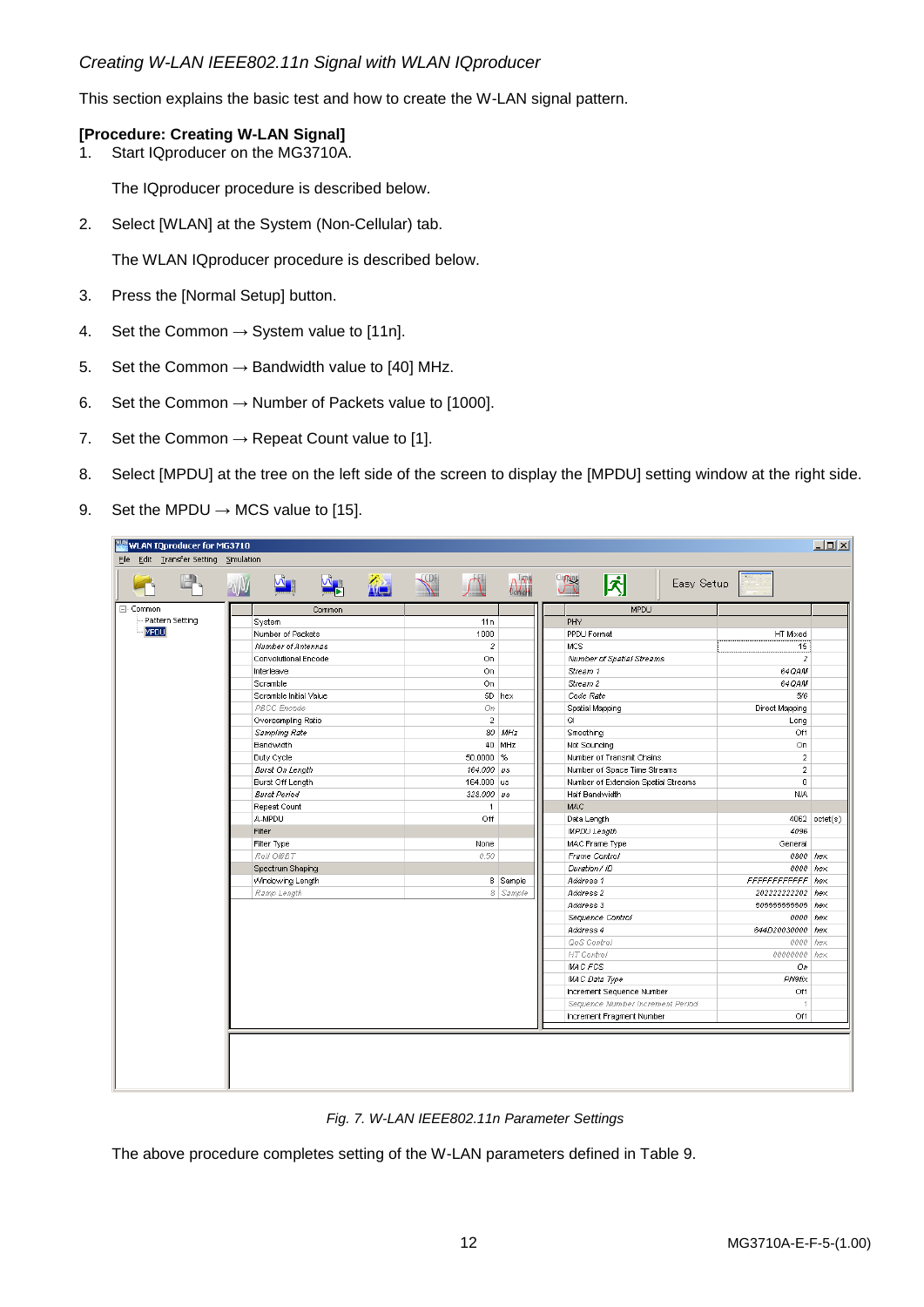*Creating W-LAN IEEE802.11n Signal with WLAN IQproducer*

This section explains the basic test and how to create the W-LAN signal pattern.

**[Procedure: Creating W-LAN Signal]**

1. Start IQproducer on the MG3710A.

   The IQproducer procedure is described below.

2. Select [WLAN] at the System (Non-Cellular) tab.

   The WLAN IQproducer procedure is described below.

3. Press the [Normal Setup] button.
4. Set the Common → System value to [11n].
5. Set the Common → Bandwidth value to [40] MHz.
6. Set the Common → Number of Packets value to [1000].
7. Set the Common → Repeat Count value to [1].
8. Select [MPDU] at the tree on the left side of the screen to display the [MPDU] setting window at the right side.
9. Set the MPDU → MCS value to [15].

*Fig. 7. W-LAN IEEE802.11n Parameter Settings*

The above procedure completes setting of the W-LAN parameters defined in Table 9.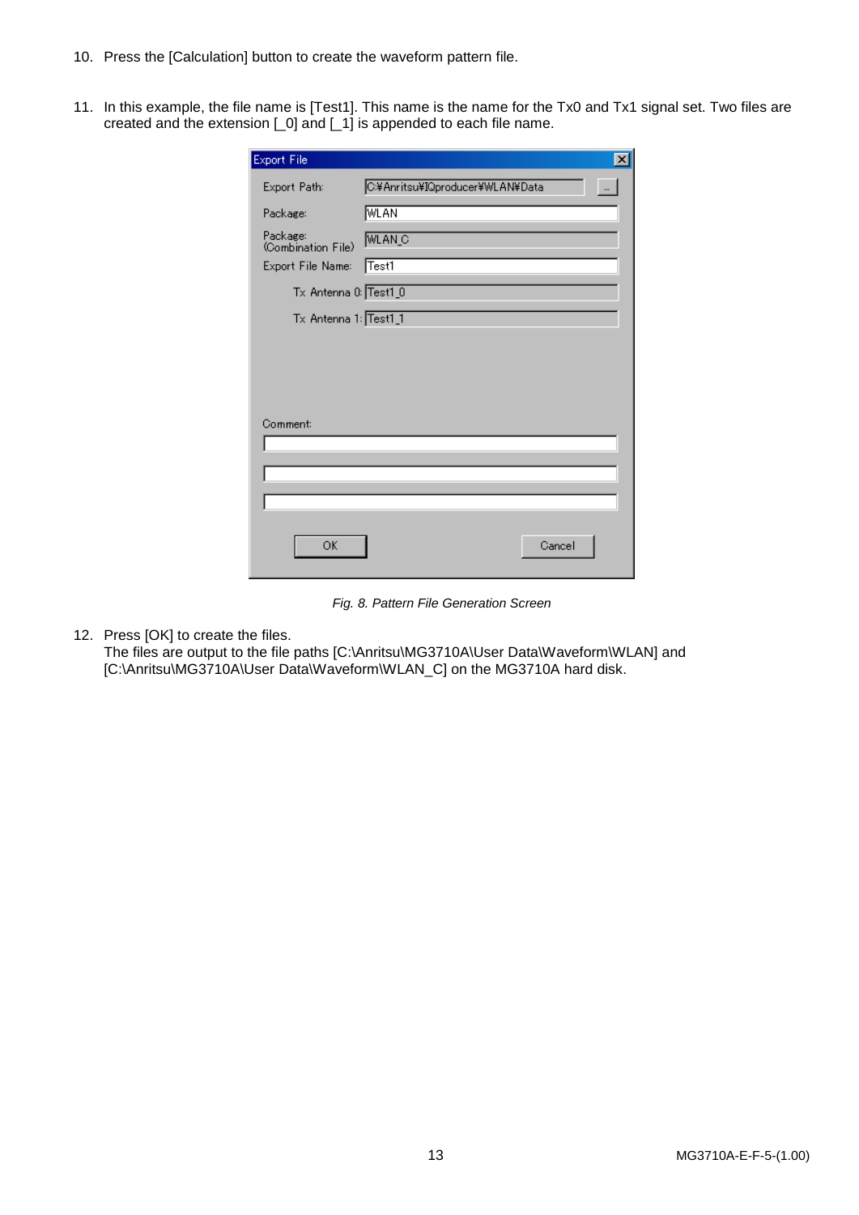10. Press the [Calculation] button to create the waveform pattern file.

11. In this example, the file name is [Test1]. This name is the name for the Tx0 and Tx1 signal set. Two files are created and the extension [_0] and [_1] is appended to each file name.

*Fig. 8. Pattern File Generation Screen*

12. Press [OK] to create the files.
    The files are output to the file paths [C:\Anritsu\MG3710A\User Data\Waveform\WLAN] and [C:\Anritsu\MG3710A\User Data\Waveform\WLAN_C] on the MG3710A hard disk.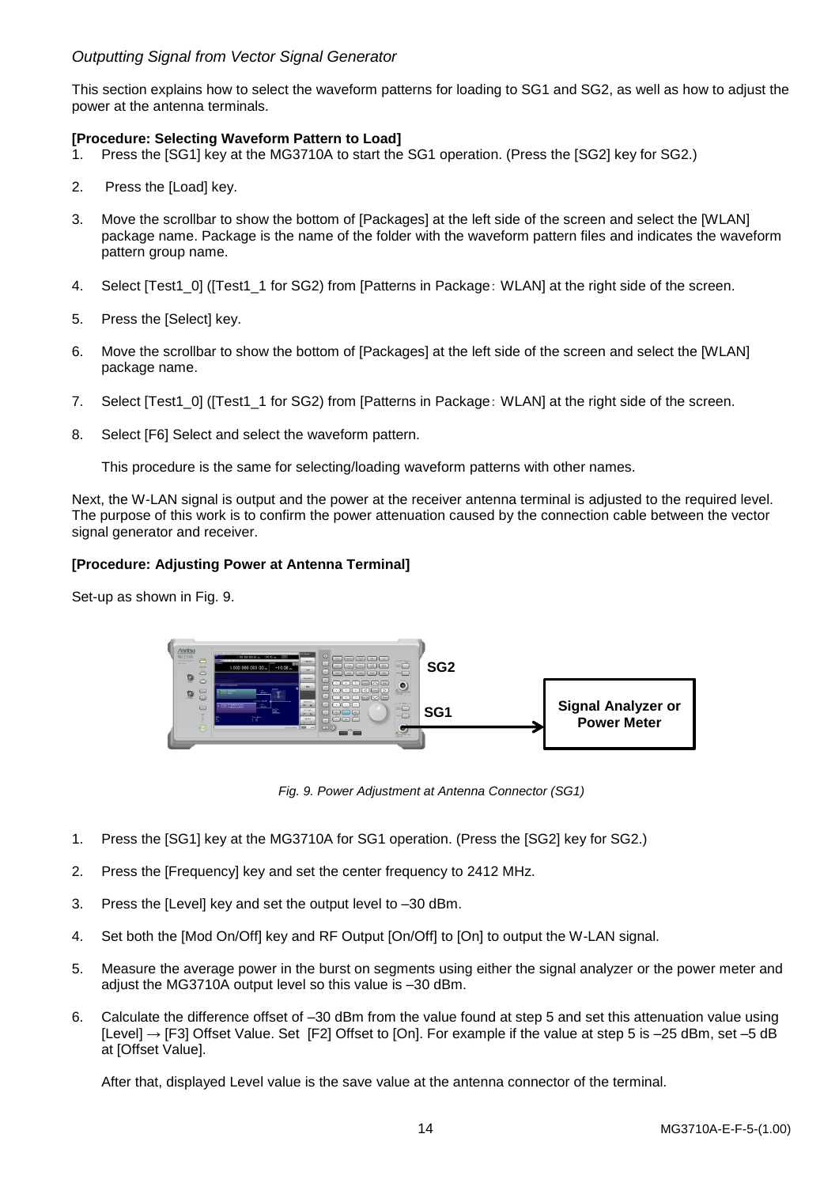*Outputting Signal from Vector Signal Generator*

This section explains how to select the waveform patterns for loading to SG1 and SG2, as well as how to adjust the power at the antenna terminals.

**[Procedure: Selecting Waveform Pattern to Load]**

1. Press the [SG1] key at the MG3710A to start the SG1 operation. (Press the [SG2] key for SG2.)
2. Press the [Load] key.
3. Move the scrollbar to show the bottom of [Packages] at the left side of the screen and select the [WLAN] package name. Package is the name of the folder with the waveform pattern files and indicates the waveform pattern group name.
4. Select [Test1_0] ([Test1_1 for SG2) from [Patterns in Package: WLAN] at the right side of the screen.
5. Press the [Select] key.
6. Move the scrollbar to show the bottom of [Packages] at the left side of the screen and select the [WLAN] package name.
7. Select [Test1_0] ([Test1_1 for SG2) from [Patterns in Package: WLAN] at the right side of the screen.
8. Select [F6] Select and select the waveform pattern.

   This procedure is the same for selecting/loading waveform patterns with other names.

Next, the W-LAN signal is output and the power at the receiver antenna terminal is adjusted to the required level. The purpose of this work is to confirm the power attenuation caused by the connection cable between the vector signal generator and receiver.

**[Procedure: Adjusting Power at Antenna Terminal]**

Set-up as shown in Fig. 9.

SG2

SG1

Signal Analyzer or Power Meter

*Fig. 9. Power Adjustment at Antenna Connector (SG1)*

1. Press the [SG1] key at the MG3710A for SG1 operation. (Press the [SG2] key for SG2.)
2. Press the [Frequency] key and set the center frequency to 2412 MHz.
3. Press the [Level] key and set the output level to –30 dBm.
4. Set both the [Mod On/Off] key and RF Output [On/Off] to [On] to output the W-LAN signal.
5. Measure the average power in the burst on segments using either the signal analyzer or the power meter and adjust the MG3710A output level so this value is –30 dBm.
6. Calculate the difference offset of –30 dBm from the value found at step 5 and set this attenuation value using [Level] → [F3] Offset Value. Set [F2] Offset to [On]. For example if the value at step 5 is –25 dBm, set –5 dB at [Offset Value].

   After that, displayed Level value is the save value at the antenna connector of the terminal.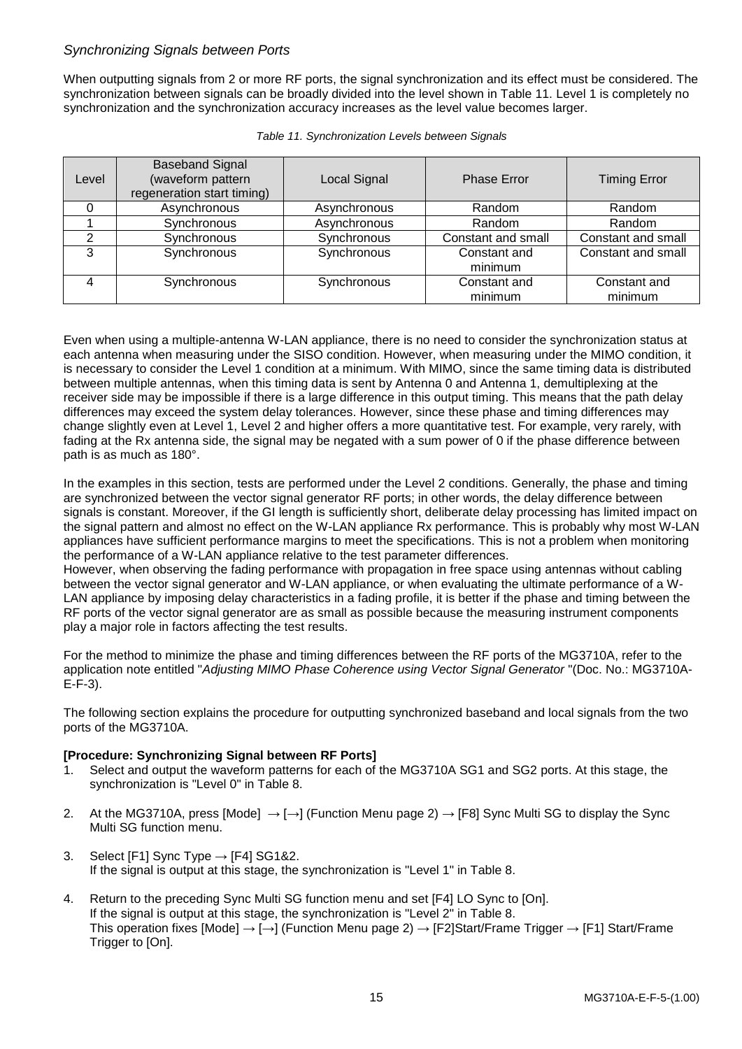*Synchronizing Signals between Ports*

When outputting signals from 2 or more RF ports, the signal synchronization and its effect must be considered. The synchronization between signals can be broadly divided into the level shown in Table 11. Level 1 is completely no synchronization and the synchronization accuracy increases as the level value becomes larger.

*Table 11. Synchronization Levels between Signals*

| Level | Baseband Signal (waveform pattern regeneration start timing) | Local Signal | Phase Error | Timing Error |
|---|---|---|---|---|
| 0 | Asynchronous | Asynchronous | Random | Random |
| 1 | Synchronous | Asynchronous | Random | Random |
| 2 | Synchronous | Synchronous | Constant and small | Constant and small |
| 3 | Synchronous | Synchronous | Constant and minimum | Constant and small |
| 4 | Synchronous | Synchronous | Constant and minimum | Constant and minimum |

Even when using a multiple-antenna W-LAN appliance, there is no need to consider the synchronization status at each antenna when measuring under the SISO condition. However, when measuring under the MIMO condition, it is necessary to consider the Level 1 condition at a minimum. With MIMO, since the same timing data is distributed between multiple antennas, when this timing data is sent by Antenna 0 and Antenna 1, demultiplexing at the receiver side may be impossible if there is a large difference in this output timing. This means that the path delay differences may exceed the system delay tolerances. However, since these phase and timing differences may change slightly even at Level 1, Level 2 and higher offers a more quantitative test. For example, very rarely, with fading at the Rx antenna side, the signal may be negated with a sum power of 0 if the phase difference between path is as much as 180°.

In the examples in this section, tests are performed under the Level 2 conditions. Generally, the phase and timing are synchronized between the vector signal generator RF ports; in other words, the delay difference between signals is constant. Moreover, if the GI length is sufficiently short, deliberate delay processing has limited impact on the signal pattern and almost no effect on the W-LAN appliance Rx performance. This is probably why most W-LAN appliances have sufficient performance margins to meet the specifications. This is not a problem when monitoring the performance of a W-LAN appliance relative to the test parameter differences.
However, when observing the fading performance with propagation in free space using antennas without cabling between the vector signal generator and W-LAN appliance, or when evaluating the ultimate performance of a W-LAN appliance by imposing delay characteristics in a fading profile, it is better if the phase and timing between the RF ports of the vector signal generator are as small as possible because the measuring instrument components play a major role in factors affecting the test results.

For the method to minimize the phase and timing differences between the RF ports of the MG3710A, refer to the application note entitled "*Adjusting MIMO Phase Coherence using Vector Signal Generator* "(Doc. No.: MG3710A-E-F-3).

The following section explains the procedure for outputting synchronized baseband and local signals from the two ports of the MG3710A.

**[Procedure: Synchronizing Signal between RF Ports]**

1. Select and output the waveform patterns for each of the MG3710A SG1 and SG2 ports. At this stage, the synchronization is "Level 0" in Table 8.
2. At the MG3710A, press [Mode] → [→] (Function Menu page 2) → [F8] Sync Multi SG to display the Sync Multi SG function menu.
3. Select [F1] Sync Type → [F4] SG1&2.
   If the signal is output at this stage, the synchronization is "Level 1" in Table 8.
4. Return to the preceding Sync Multi SG function menu and set [F4] LO Sync to [On].
   If the signal is output at this stage, the synchronization is "Level 2" in Table 8.
   This operation fixes [Mode] → [→] (Function Menu page 2) → [F2]Start/Frame Trigger → [F1] Start/Frame Trigger to [On].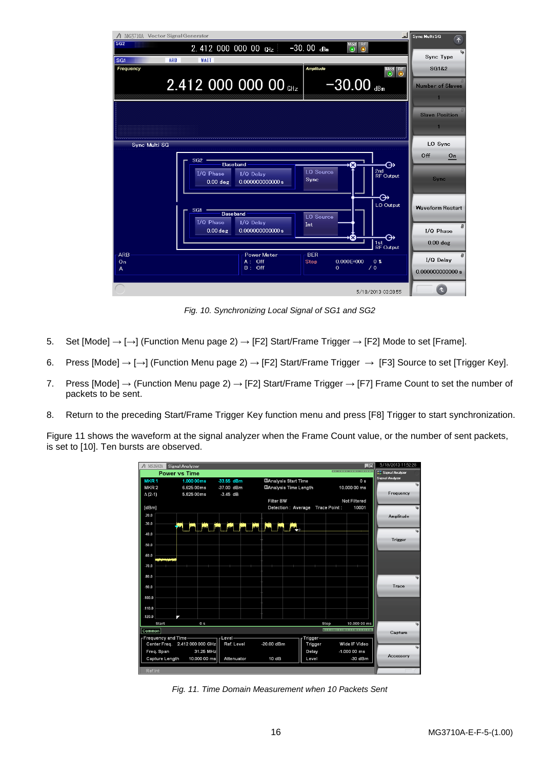*Fig. 10. Synchronizing Local Signal of SG1 and SG2*

5. Set [Mode] → [→] (Function Menu page 2) → [F2] Start/Frame Trigger → [F2] Mode to set [Frame].

6. Press [Mode] → [→] (Function Menu page 2) → [F2] Start/Frame Trigger → [F3] Source to set [Trigger Key].

7. Press [Mode] → (Function Menu page 2) → [F2] Start/Frame Trigger → [F7] Frame Count to set the number of packets to be sent.

8. Return to the preceding Start/Frame Trigger Key function menu and press [F8] Trigger to start synchronization.

Figure 11 shows the waveform at the signal analyzer when the Frame Count value, or the number of sent packets, is set to [10]. Ten bursts are observed.

*Fig. 11. Time Domain Measurement when 10 Packets Sent*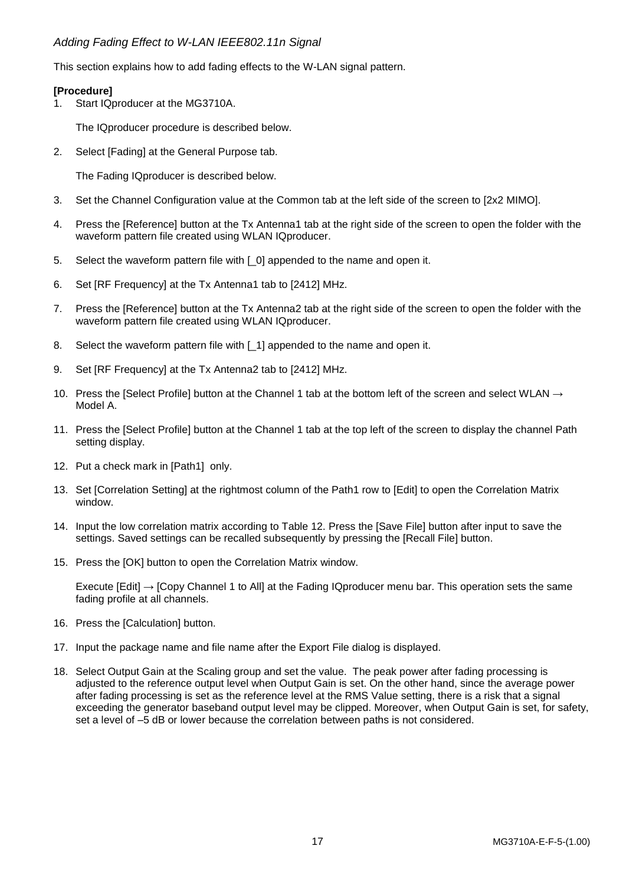### *Adding Fading Effect to W-LAN IEEE802.11n Signal*

This section explains how to add fading effects to the W-LAN signal pattern.

**[Procedure]**

1. Start IQproducer at the MG3710A.

   The IQproducer procedure is described below.

2. Select [Fading] at the General Purpose tab.

   The Fading IQproducer is described below.

3. Set the Channel Configuration value at the Common tab at the left side of the screen to [2x2 MIMO].

4. Press the [Reference] button at the Tx Antenna1 tab at the right side of the screen to open the folder with the waveform pattern file created using WLAN IQproducer.

5. Select the waveform pattern file with [_0] appended to the name and open it.

6. Set [RF Frequency] at the Tx Antenna1 tab to [2412] MHz.

7. Press the [Reference] button at the Tx Antenna2 tab at the right side of the screen to open the folder with the waveform pattern file created using WLAN IQproducer.

8. Select the waveform pattern file with [_1] appended to the name and open it.

9. Set [RF Frequency] at the Tx Antenna2 tab to [2412] MHz.

10. Press the [Select Profile] button at the Channel 1 tab at the bottom left of the screen and select WLAN → Model A.

11. Press the [Select Profile] button at the Channel 1 tab at the top left of the screen to display the channel Path setting display.

12. Put a check mark in [Path1] only.

13. Set [Correlation Setting] at the rightmost column of the Path1 row to [Edit] to open the Correlation Matrix window.

14. Input the low correlation matrix according to Table 12. Press the [Save File] button after input to save the settings. Saved settings can be recalled subsequently by pressing the [Recall File] button.

15. Press the [OK] button to open the Correlation Matrix window.

    Execute [Edit] → [Copy Channel 1 to All] at the Fading IQproducer menu bar. This operation sets the same fading profile at all channels.

16. Press the [Calculation] button.

17. Input the package name and file name after the Export File dialog is displayed.

18. Select Output Gain at the Scaling group and set the value. The peak power after fading processing is adjusted to the reference output level when Output Gain is set. On the other hand, since the average power after fading processing is set as the reference level at the RMS Value setting, there is a risk that a signal exceeding the generator baseband output level may be clipped. Moreover, when Output Gain is set, for safety, set a level of –5 dB or lower because the correlation between paths is not considered.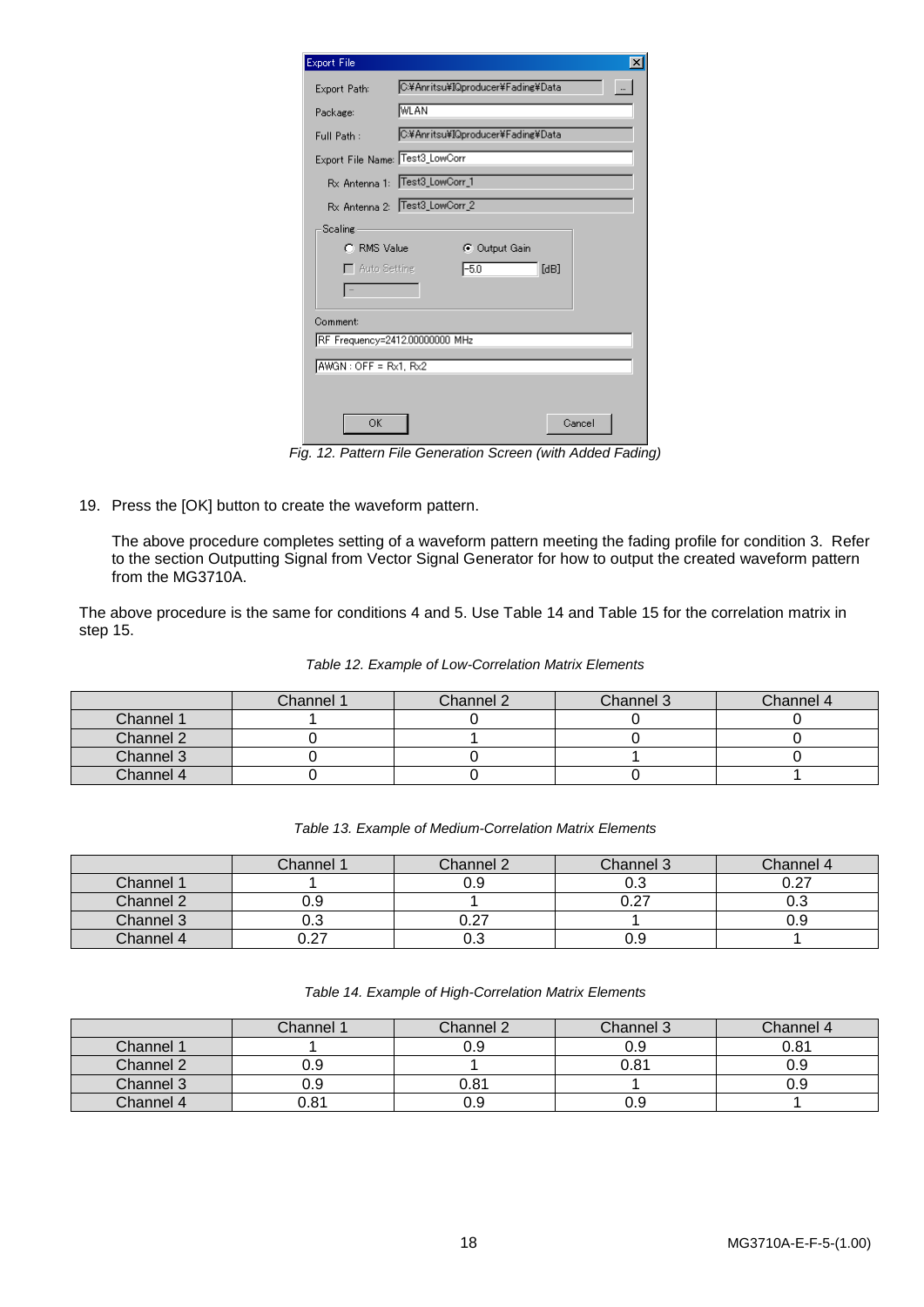Export File

| | |
|---|---|
| Export Path: | C:¥Anritsu¥IQproducer¥Fading¥Data |
| Package: | WLAN |
| Full Path : | C:¥Anritsu¥IQproducer¥Fading¥Data |
| Export File Name: | Test3_LowCorr |
| Rx Antenna 1: | Test3_LowCorr_1 |
| Rx Antenna 2: | Test3_LowCorr_2 |

Scaling

- RMS Value
- Output Gain: -5.0 [dB]
- Auto Setting

Comment:

RF Frequency=2412.00000000 MHz

AWGN : OFF = Rx1, Rx2

OK    Cancel

*Fig. 12. Pattern File Generation Screen (with Added Fading)*

19. Press the [OK] button to create the waveform pattern.

    The above procedure completes setting of a waveform pattern meeting the fading profile for condition 3. Refer to the section Outputting Signal from Vector Signal Generator for how to output the created waveform pattern from the MG3710A.

The above procedure is the same for conditions 4 and 5. Use Table 14 and Table 15 for the correlation matrix in step 15.

*Table 12. Example of Low-Correlation Matrix Elements*

| | Channel 1 | Channel 2 | Channel 3 | Channel 4 |
|---|---|---|---|---|
| Channel 1 | 1 | 0 | 0 | 0 |
| Channel 2 | 0 | 1 | 0 | 0 |
| Channel 3 | 0 | 0 | 1 | 0 |
| Channel 4 | 0 | 0 | 0 | 1 |

*Table 13. Example of Medium-Correlation Matrix Elements*

| | Channel 1 | Channel 2 | Channel 3 | Channel 4 |
|---|---|---|---|---|
| Channel 1 | 1 | 0.9 | 0.3 | 0.27 |
| Channel 2 | 0.9 | 1 | 0.27 | 0.3 |
| Channel 3 | 0.3 | 0.27 | 1 | 0.9 |
| Channel 4 | 0.27 | 0.3 | 0.9 | 1 |

*Table 14. Example of High-Correlation Matrix Elements*

| | Channel 1 | Channel 2 | Channel 3 | Channel 4 |
|---|---|---|---|---|
| Channel 1 | 1 | 0.9 | 0.9 | 0.81 |
| Channel 2 | 0.9 | 1 | 0.81 | 0.9 |
| Channel 3 | 0.9 | 0.81 | 1 | 0.9 |
| Channel 4 | 0.81 | 0.9 | 0.9 | 1 |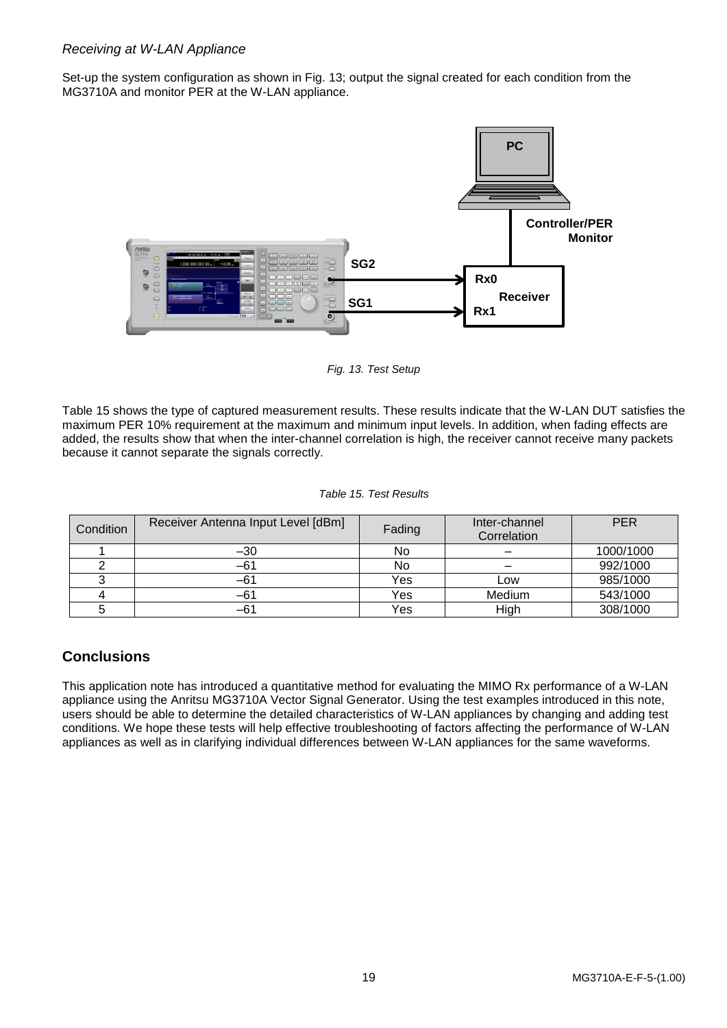*Receiving at W-LAN Appliance*

Set-up the system configuration as shown in Fig. 13; output the signal created for each condition from the MG3710A and monitor PER at the W-LAN appliance.

*Fig. 13. Test Setup*

Table 15 shows the type of captured measurement results. These results indicate that the W-LAN DUT satisfies the maximum PER 10% requirement at the maximum and minimum input levels. In addition, when fading effects are added, the results show that when the inter-channel correlation is high, the receiver cannot receive many packets because it cannot separate the signals correctly.

*Table 15. Test Results*

| Condition | Receiver Antenna Input Level [dBm] | Fading | Inter-channel Correlation | PER |
|---|---|---|---|---|
| 1 | –30 | No | – | 1000/1000 |
| 2 | –61 | No | – | 992/1000 |
| 3 | –61 | Yes | Low | 985/1000 |
| 4 | –61 | Yes | Medium | 543/1000 |
| 5 | –61 | Yes | High | 308/1000 |

## Conclusions

This application note has introduced a quantitative method for evaluating the MIMO Rx performance of a W-LAN appliance using the Anritsu MG3710A Vector Signal Generator. Using the test examples introduced in this note, users should be able to determine the detailed characteristics of W-LAN appliances by changing and adding test conditions. We hope these tests will help effective troubleshooting of factors affecting the performance of W-LAN appliances as well as in clarifying individual differences between W-LAN appliances for the same waveforms.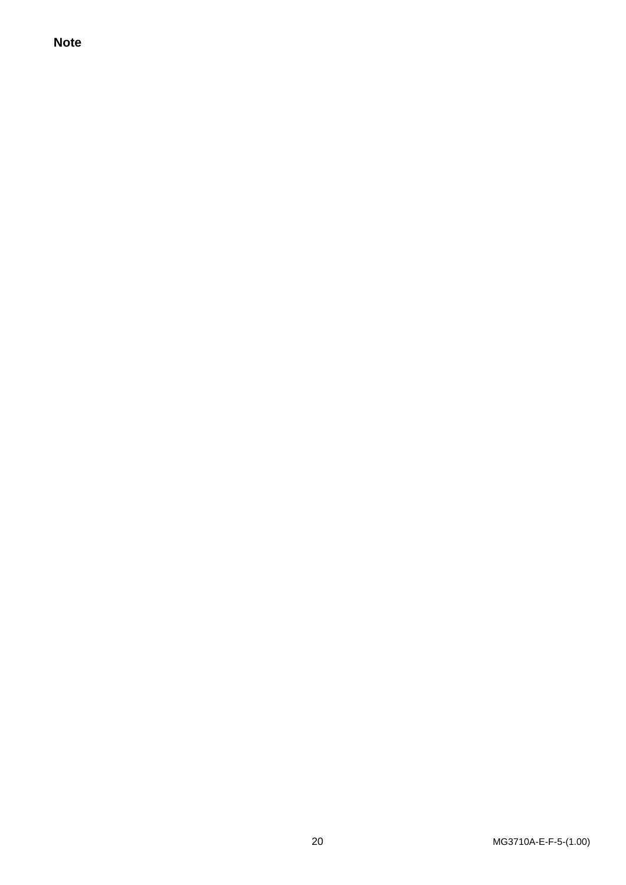**Note**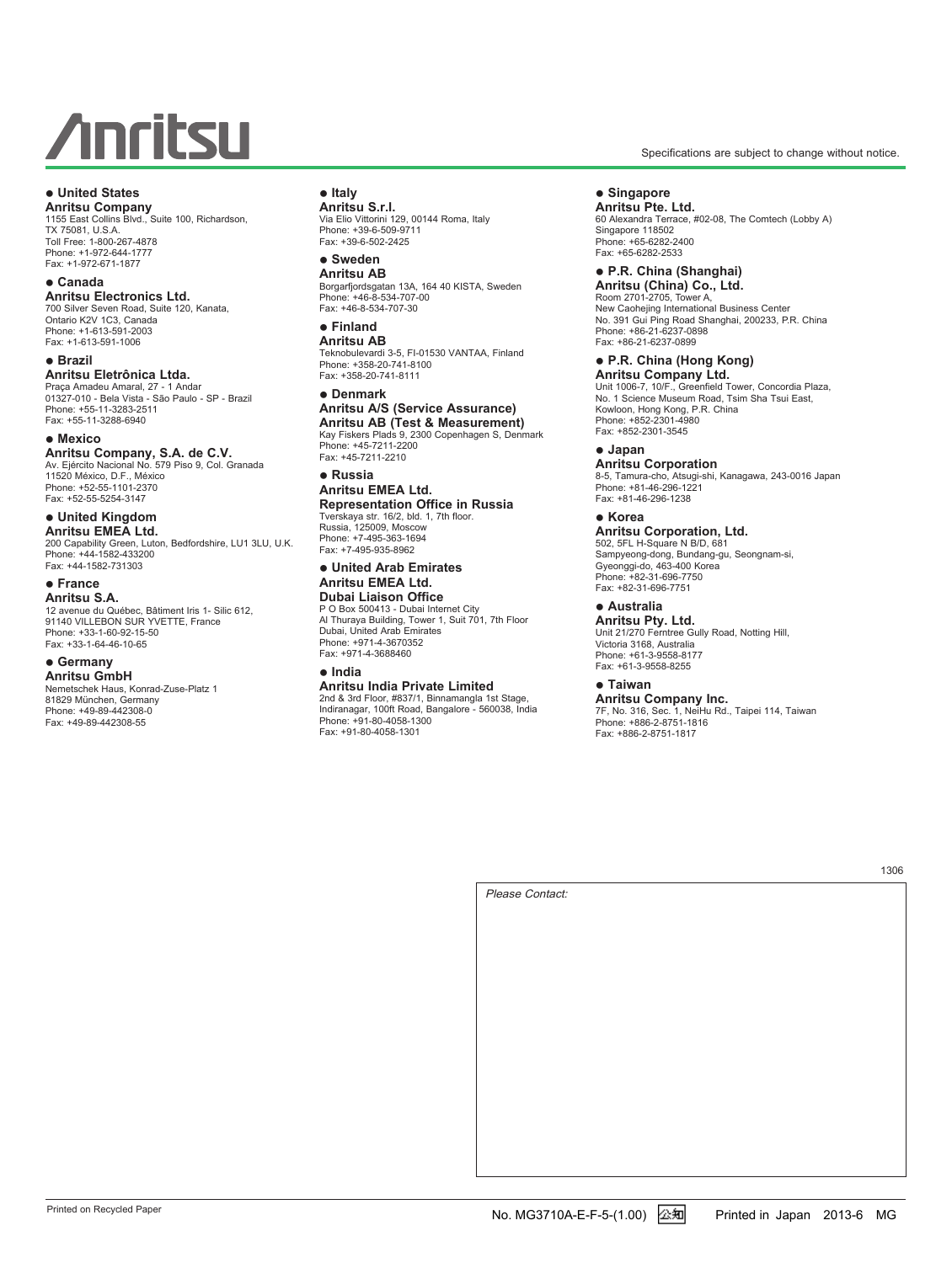# Anritsu

Specifications are subject to change without notice.

- **United States**

**Anritsu Company**
1155 East Collins Blvd., Suite 100, Richardson,
TX 75081, U.S.A.
Toll Free: 1-800-267-4878
Phone: +1-972-644-1777
Fax: +1-972-671-1877

- **Canada**

**Anritsu Electronics Ltd.**
700 Silver Seven Road, Suite 120, Kanata,
Ontario K2V 1C3, Canada
Phone: +1-613-591-2003
Fax: +1-613-591-1006

- **Brazil**

**Anritsu Eletrônica Ltda.**
Praça Amadeu Amaral, 27 - 1 Andar
01327-010 - Bela Vista - São Paulo - SP - Brazil
Phone: +55-11-3283-2511
Fax: +55-11-3288-6940

- **Mexico**

**Anritsu Company, S.A. de C.V.**
Av. Ejército Nacional No. 579 Piso 9, Col. Granada
11520 México, D.F., México
Phone: +52-55-1101-2370
Fax: +52-55-5254-3147

- **United Kingdom**

**Anritsu EMEA Ltd.**
200 Capability Green, Luton, Bedfordshire, LU1 3LU, U.K.
Phone: +44-1582-433200
Fax: +44-1582-731303

- **France**

**Anritsu S.A.**
12 avenue du Québec, Bâtiment Iris 1- Silic 612,
91140 VILLEBON SUR YVETTE, France
Phone: +33-1-60-92-15-50
Fax: +33-1-64-46-10-65

- **Germany**

**Anritsu GmbH**
Nemetschek Haus, Konrad-Zuse-Platz 1
81829 München, Germany
Phone: +49-89-442308-0
Fax: +49-89-442308-55

- **Italy**

**Anritsu S.r.l.**
Via Elio Vittorini 129, 00144 Roma, Italy
Phone: +39-6-509-9711
Fax: +39-6-502-2425

- **Sweden**

**Anritsu AB**
Borgarfjordsgatan 13A, 164 40 KISTA, Sweden
Phone: +46-8-534-707-00
Fax: +46-8-534-707-30

- **Finland**

**Anritsu AB**
Teknobulevardi 3-5, FI-01530 VANTAA, Finland
Phone: +358-20-741-8100
Fax: +358-20-741-8111

- **Denmark**

**Anritsu A/S (Service Assurance)**
**Anritsu AB (Test & Measurement)**
Kay Fiskers Plads 9, 2300 Copenhagen S, Denmark
Phone: +45-7211-2200
Fax: +45-7211-2210

- **Russia**

**Anritsu EMEA Ltd.**
**Representation Office in Russia**
Tverskaya str. 16/2, bld. 1, 7th floor.
Russia, 125009, Moscow
Phone: +7-495-363-1694
Fax: +7-495-935-8962

- **United Arab Emirates**

**Anritsu EMEA Ltd.**
**Dubai Liaison Office**
P O Box 500413 - Dubai Internet City
Al Thuraya Building, Tower 1, Suit 701, 7th Floor
Dubai, United Arab Emirates
Phone: +971-4-3670352
Fax: +971-4-3688460

- **India**

**Anritsu India Private Limited**
2nd & 3rd Floor, #837/1, Binnamangla 1st Stage,
Indiranagar, 100ft Road, Bangalore - 560038, India
Phone: +91-80-4058-1300
Fax: +91-80-4058-1301

- **Singapore**

**Anritsu Pte. Ltd.**
60 Alexandra Terrace, #02-08, The Comtech (Lobby A)
Singapore 118502
Phone: +65-6282-2400
Fax: +65-6282-2533

- **P.R. China (Shanghai)**

**Anritsu (China) Co., Ltd.**
Room 2701-2705, Tower A,
New Caohejing International Business Center
No. 391 Gui Ping Road Shanghai, 200233, P.R. China
Phone: +86-21-6237-0898
Fax: +86-21-6237-0899

- **P.R. China (Hong Kong)**

**Anritsu Company Ltd.**
Unit 1006-7, 10/F., Greenfield Tower, Concordia Plaza,
No. 1 Science Museum Road, Tsim Sha Tsui East,
Kowloon, Hong Kong, P.R. China
Phone: +852-2301-4980
Fax: +852-2301-3545

- **Japan**

**Anritsu Corporation**
8-5, Tamura-cho, Atsugi-shi, Kanagawa, 243-0016 Japan
Phone: +81-46-296-1221
Fax: +81-46-296-1238

- **Korea**

**Anritsu Corporation, Ltd.**
502, 5FL H-Square N B/D, 681
Sampyeong-dong, Bundang-gu, Seongnam-si,
Gyeonggi-do, 463-400 Korea
Phone: +82-31-696-7750
Fax: +82-31-696-7751

- **Australia**

**Anritsu Pty. Ltd.**
Unit 21/270 Ferntree Gully Road, Notting Hill,
Victoria 3168, Australia
Phone: +61-3-9558-8177
Fax: +61-3-9558-8255

- **Taiwan**

**Anritsu Company Inc.**
7F, No. 316, Sec. 1, NeiHu Rd., Taipei 114, Taiwan
Phone: +886-2-8751-1816
Fax: +886-2-8751-1817

1306

*Please Contact:*

Printed on Recycled Paper

No. MG3710A-E-F-5-(1.00) 公知 Printed in Japan 2013-6 MG